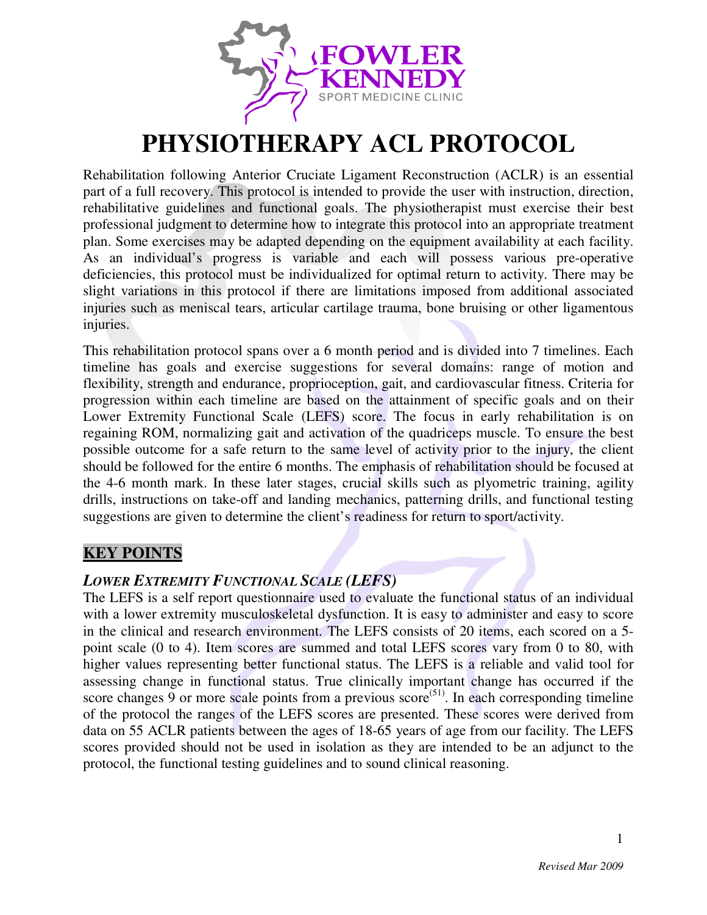# PHYSIOTHERAPY ACL PROTOCOL

Rehabilitation following Anterior Cruciate Ligament Reconstruction (ACLR) is an essential part of a full recovery. This protocol is intended to provide the user with instruction, direction, rehabilitative guidelines and functional goals. The physiotherapist must exercise their best professional judgment to determine how to integrate this protocol into an appropriate treatment plan. Some exercises may be adapted depending on the equipment availability at each facility. As an individual's progress is variable and each will possess various pre-operative deficiencies, this protocol must be individualized for optimal return to activity. There may be slight variations in this protocol if there are limitations imposed from additional associated injuries such as meniscal tears, articular cartilage trauma, bone bruising or other ligamentous injuries.

This rehabilitation protocol spans over a 6 month period and is divided into 7 timelines. Each timeline has goals and exercise suggestions for several domains: range of motion and flexibility, strength and endurance, proprioception, gait, and cardiovascular fitness. Criteria for progression within each timeline are based on the attainment of specific goals and on their Lower Extremity Functional Scale (LEFS) score. The focus in early rehabilitation is on regaining ROM, normalizing gait and activation of the quadriceps muscle. To ensure the best possible outcome for a safe return to the same level of activity prior to the injury, the client should be followed for the entire 6 months. The emphasis of rehabilitation should be focused at the 4-6 month mark. In these later stages, crucial skills such as plyometric training, agility drills, instructions on take-off and landing mechanics, patterning drills, and functional testing suggestions are given to determine the client's readiness for return to sport/activity.

## KEY POINTS

### *LOWER EXTREMITY FUNCTIONAL SCALE (LEFS)*

The LEFS is a self report questionnaire used to evaluate the functional status of an individual with a lower extremity musculoskeletal dysfunction. It is easy to administer and easy to score in the clinical and research environment. The LEFS consists of 20 items, each scored on a 5-point scale (0 to 4). Item scores are summed and total LEFS scores vary from 0 to 80, with higher values representing better functional status. The LEFS is a reliable and valid tool for assessing change in functional status. True clinically important change has occurred if the score changes 9 or more scale points from a previous score[51]. In each corresponding timeline of the protocol the ranges of the LEFS scores are presented. These scores were derived from data on 55 ACLR patients between the ages of 18-65 years of age from our facility. The LEFS scores provided should not be used in isolation as they are intended to be an adjunct to the protocol, the functional testing guidelines and to sound clinical reasoning.

*Revised Mar 2009*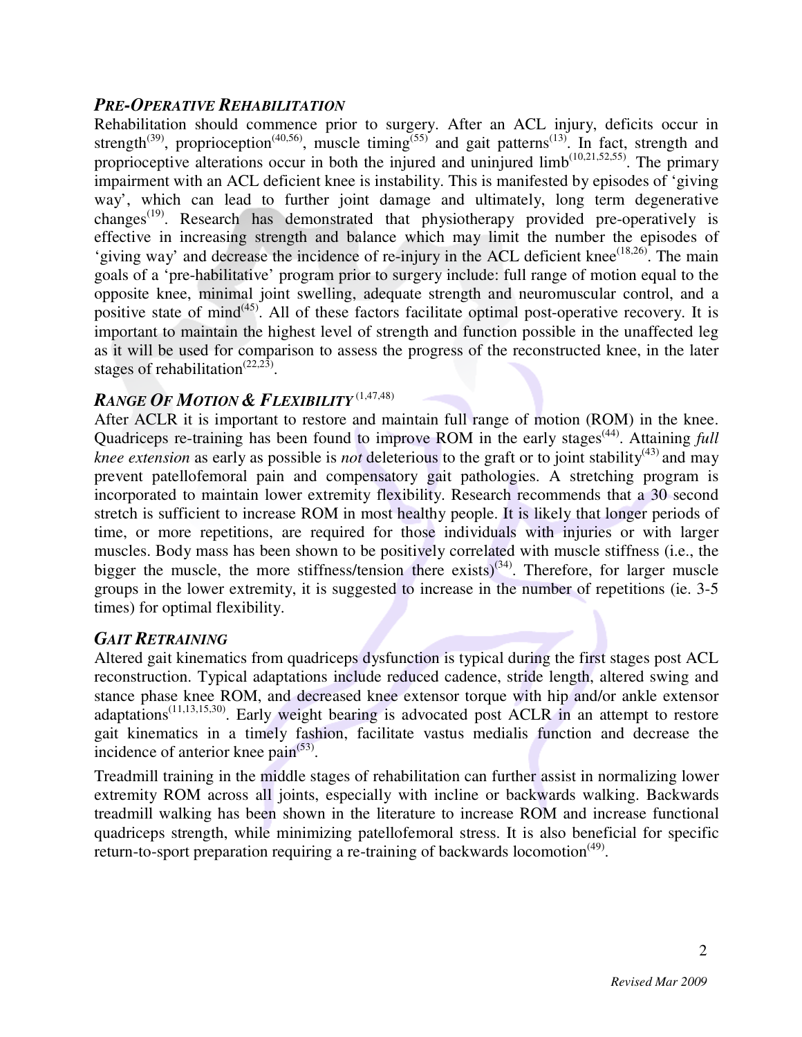### *PRE-OPERATIVE REHABILITATION*

Rehabilitation should commence prior to surgery. After an ACL injury, deficits occur in strength[39], proprioception[40,56], muscle timing[55] and gait patterns[13]. In fact, strength and proprioceptive alterations occur in both the injured and uninjured limb[10,21,52,55]. The primary impairment with an ACL deficient knee is instability. This is manifested by episodes of 'giving way', which can lead to further joint damage and ultimately, long term degenerative changes[19]. Research has demonstrated that physiotherapy provided pre-operatively is effective in increasing strength and balance which may limit the number the episodes of 'giving way' and decrease the incidence of re-injury in the ACL deficient knee[18,26]. The main goals of a 'pre-habilitative' program prior to surgery include: full range of motion equal to the opposite knee, minimal joint swelling, adequate strength and neuromuscular control, and a positive state of mind[45]. All of these factors facilitate optimal post-operative recovery. It is important to maintain the highest level of strength and function possible in the unaffected leg as it will be used for comparison to assess the progress of the reconstructed knee, in the later stages of rehabilitation[22,23].

### *RANGE OF MOTION & FLEXIBILITY* [1,47,48]

After ACLR it is important to restore and maintain full range of motion (ROM) in the knee. Quadriceps re-training has been found to improve ROM in the early stages[44]. Attaining *full knee extension* as early as possible is *not* deleterious to the graft or to joint stability[43] and may prevent patellofemoral pain and compensatory gait pathologies. A stretching program is incorporated to maintain lower extremity flexibility. Research recommends that a 30 second stretch is sufficient to increase ROM in most healthy people. It is likely that longer periods of time, or more repetitions, are required for those individuals with injuries or with larger muscles. Body mass has been shown to be positively correlated with muscle stiffness (i.e., the bigger the muscle, the more stiffness/tension there exists)[34]. Therefore, for larger muscle groups in the lower extremity, it is suggested to increase in the number of repetitions (ie. 3-5 times) for optimal flexibility.

### *GAIT RETRAINING*

Altered gait kinematics from quadriceps dysfunction is typical during the first stages post ACL reconstruction. Typical adaptations include reduced cadence, stride length, altered swing and stance phase knee ROM, and decreased knee extensor torque with hip and/or ankle extensor adaptations[11,13,15,30]. Early weight bearing is advocated post ACLR in an attempt to restore gait kinematics in a timely fashion, facilitate vastus medialis function and decrease the incidence of anterior knee pain[53].

Treadmill training in the middle stages of rehabilitation can further assist in normalizing lower extremity ROM across all joints, especially with incline or backwards walking. Backwards treadmill walking has been shown in the literature to increase ROM and increase functional quadriceps strength, while minimizing patellofemoral stress. It is also beneficial for specific return-to-sport preparation requiring a re-training of backwards locomotion[49].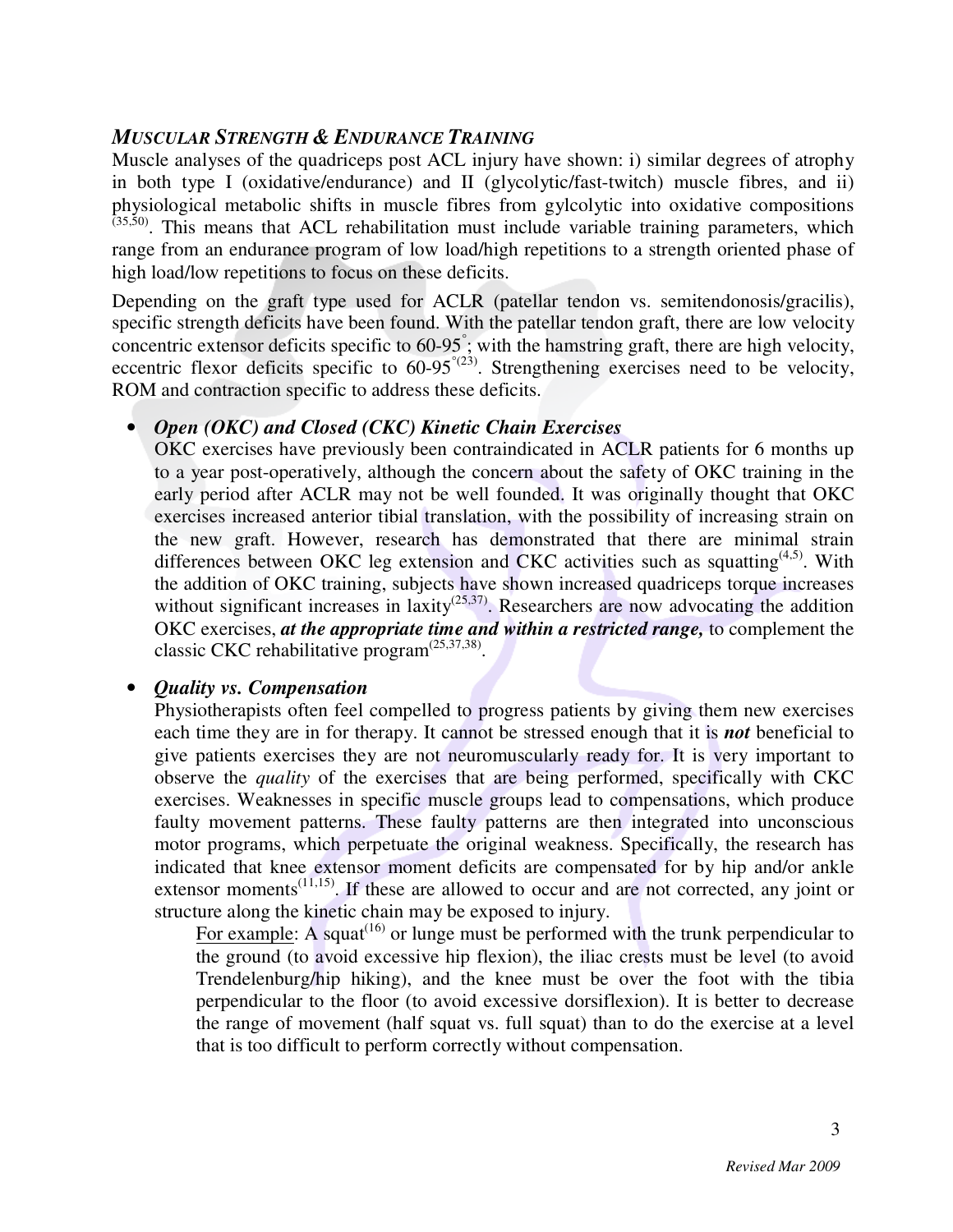## *MUSCULAR STRENGTH & ENDURANCE TRAINING*

Muscle analyses of the quadriceps post ACL injury have shown: i) similar degrees of atrophy in both type I (oxidative/endurance) and II (glycolytic/fast-twitch) muscle fibres, and ii) physiological metabolic shifts in muscle fibres from gylcolytic into oxidative compositions [35,50]. This means that ACL rehabilitation must include variable training parameters, which range from an endurance program of low load/high repetitions to a strength oriented phase of high load/low repetitions to focus on these deficits.

Depending on the graft type used for ACLR (patellar tendon vs. semitendonosis/gracilis), specific strength deficits have been found. With the patellar tendon graft, there are low velocity concentric extensor deficits specific to 60-95°; with the hamstring graft, there are high velocity, eccentric flexor deficits specific to 60-95° [23]. Strengthening exercises need to be velocity, ROM and contraction specific to address these deficits.

- ***Open (OKC) and Closed (CKC) Kinetic Chain Exercises***

  OKC exercises have previously been contraindicated in ACLR patients for 6 months up to a year post-operatively, although the concern about the safety of OKC training in the early period after ACLR may not be well founded. It was originally thought that OKC exercises increased anterior tibial translation, with the possibility of increasing strain on the new graft. However, research has demonstrated that there are minimal strain differences between OKC leg extension and CKC activities such as squatting [4,5]. With the addition of OKC training, subjects have shown increased quadriceps torque increases without significant increases in laxity [25,37]. Researchers are now advocating the addition OKC exercises, ***at the appropriate time and within a restricted range,*** to complement the classic CKC rehabilitative program [25,37,38].

- ***Quality vs. Compensation***

  Physiotherapists often feel compelled to progress patients by giving them new exercises each time they are in for therapy. It cannot be stressed enough that it is ***not*** beneficial to give patients exercises they are not neuromuscularly ready for. It is very important to observe the *quality* of the exercises that are being performed, specifically with CKC exercises. Weaknesses in specific muscle groups lead to compensations, which produce faulty movement patterns. These faulty patterns are then integrated into unconscious motor programs, which perpetuate the original weakness. Specifically, the research has indicated that knee extensor moment deficits are compensated for by hip and/or ankle extensor moments [11,15]. If these are allowed to occur and are not corrected, any joint or structure along the kinetic chain may be exposed to injury.

  For example: A squat [16] or lunge must be performed with the trunk perpendicular to the ground (to avoid excessive hip flexion), the iliac crests must be level (to avoid Trendelenburg/hip hiking), and the knee must be over the foot with the tibia perpendicular to the floor (to avoid excessive dorsiflexion). It is better to decrease the range of movement (half squat vs. full squat) than to do the exercise at a level that is too difficult to perform correctly without compensation.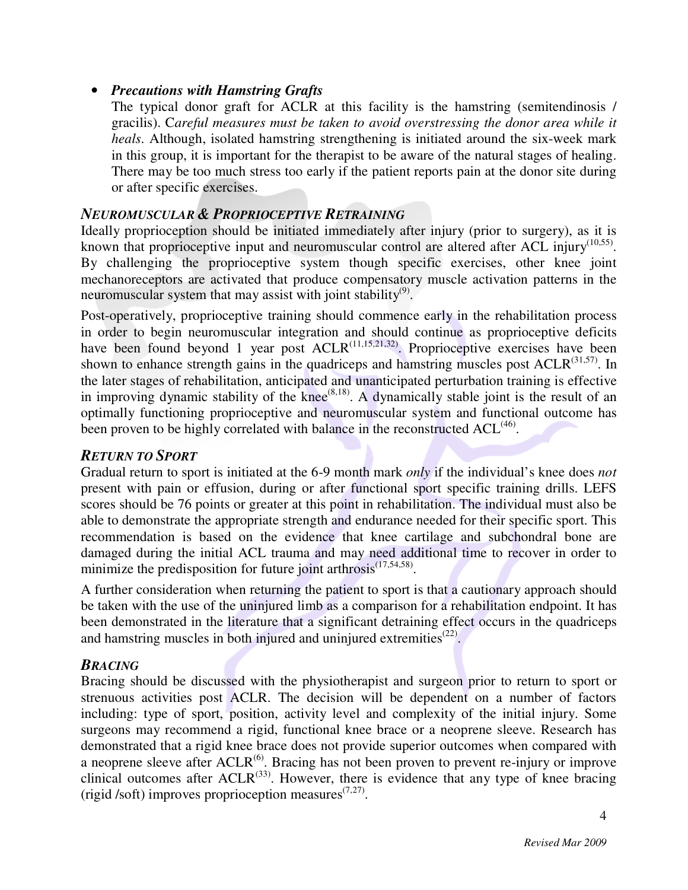- ***Precautions with Hamstring Grafts***

  The typical donor graft for ACLR at this facility is the hamstring (semitendinosis / gracilis). C*areful measures must be taken to avoid overstressing the donor area while it heals*. Although, isolated hamstring strengthening is initiated around the six-week mark in this group, it is important for the therapist to be aware of the natural stages of healing. There may be too much stress too early if the patient reports pain at the donor site during or after specific exercises.

### *NEUROMUSCULAR & PROPRIOCEPTIVE RETRAINING*

Ideally proprioception should be initiated immediately after injury (prior to surgery), as it is known that proprioceptive input and neuromuscular control are altered after ACL injury[10,55]. By challenging the proprioceptive system though specific exercises, other knee joint mechanoreceptors are activated that produce compensatory muscle activation patterns in the neuromuscular system that may assist with joint stability[9].

Post-operatively, proprioceptive training should commence early in the rehabilitation process in order to begin neuromuscular integration and should continue as proprioceptive deficits have been found beyond 1 year post ACLR[11,15,21,32]. Proprioceptive exercises have been shown to enhance strength gains in the quadriceps and hamstring muscles post ACLR[31,57]. In the later stages of rehabilitation, anticipated and unanticipated perturbation training is effective in improving dynamic stability of the knee[8,18]. A dynamically stable joint is the result of an optimally functioning proprioceptive and neuromuscular system and functional outcome has been proven to be highly correlated with balance in the reconstructed ACL[46].

### *RETURN TO SPORT*

Gradual return to sport is initiated at the 6-9 month mark *only* if the individual's knee does *not* present with pain or effusion, during or after functional sport specific training drills. LEFS scores should be 76 points or greater at this point in rehabilitation. The individual must also be able to demonstrate the appropriate strength and endurance needed for their specific sport. This recommendation is based on the evidence that knee cartilage and subchondral bone are damaged during the initial ACL trauma and may need additional time to recover in order to minimize the predisposition for future joint arthrosis[17,54,58].

A further consideration when returning the patient to sport is that a cautionary approach should be taken with the use of the uninjured limb as a comparison for a rehabilitation endpoint. It has been demonstrated in the literature that a significant detraining effect occurs in the quadriceps and hamstring muscles in both injured and uninjured extremities[22].

### *BRACING*

Bracing should be discussed with the physiotherapist and surgeon prior to return to sport or strenuous activities post ACLR. The decision will be dependent on a number of factors including: type of sport, position, activity level and complexity of the initial injury. Some surgeons may recommend a rigid, functional knee brace or a neoprene sleeve. Research has demonstrated that a rigid knee brace does not provide superior outcomes when compared with a neoprene sleeve after ACLR[6]. Bracing has not been proven to prevent re-injury or improve clinical outcomes after ACLR[33]. However, there is evidence that any type of knee bracing (rigid /soft) improves proprioception measures[7,27].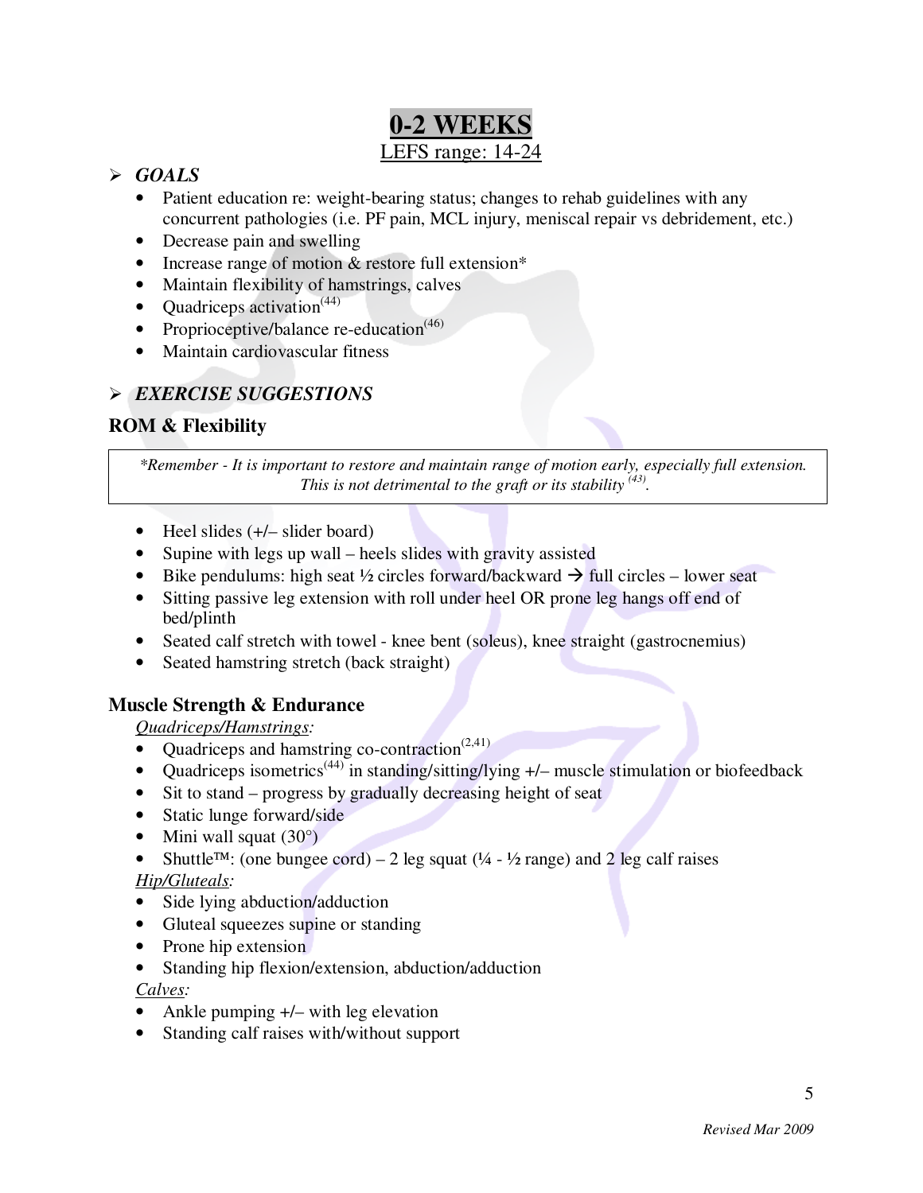# 0-2 WEEKS

LEFS range: 14-24

## ➢ *GOALS*

- Patient education re: weight-bearing status; changes to rehab guidelines with any concurrent pathologies (i.e. PF pain, MCL injury, meniscal repair vs debridement, etc.)
- Decrease pain and swelling
- Increase range of motion & restore full extension*
- Maintain flexibility of hamstrings, calves
- Quadriceps activation[44]
- Proprioceptive/balance re-education[46]
- Maintain cardiovascular fitness

## ➢ *EXERCISE SUGGESTIONS*

### ROM & Flexibility

*\*Remember - It is important to restore and maintain range of motion early, especially full extension. This is not detrimental to the graft or its stability [43].*

- Heel slides (+/– slider board)
- Supine with legs up wall – heels slides with gravity assisted
- Bike pendulums: high seat ½ circles forward/backward → full circles – lower seat
- Sitting passive leg extension with roll under heel OR prone leg hangs off end of bed/plinth
- Seated calf stretch with towel - knee bent (soleus), knee straight (gastrocnemius)
- Seated hamstring stretch (back straight)

### Muscle Strength & Endurance

*Quadriceps/Hamstrings:*

- Quadriceps and hamstring co-contraction[2,41]
- Quadriceps isometrics[44] in standing/sitting/lying +/– muscle stimulation or biofeedback
- Sit to stand – progress by gradually decreasing height of seat
- Static lunge forward/side
- Mini wall squat (30°)
- Shuttle™: (one bungee cord) – 2 leg squat (¼ - ½ range) and 2 leg calf raises

*Hip/Gluteals:*

- Side lying abduction/adduction
- Gluteal squeezes supine or standing
- Prone hip extension
- Standing hip flexion/extension, abduction/adduction

*Calves:*

- Ankle pumping +/– with leg elevation
- Standing calf raises with/without support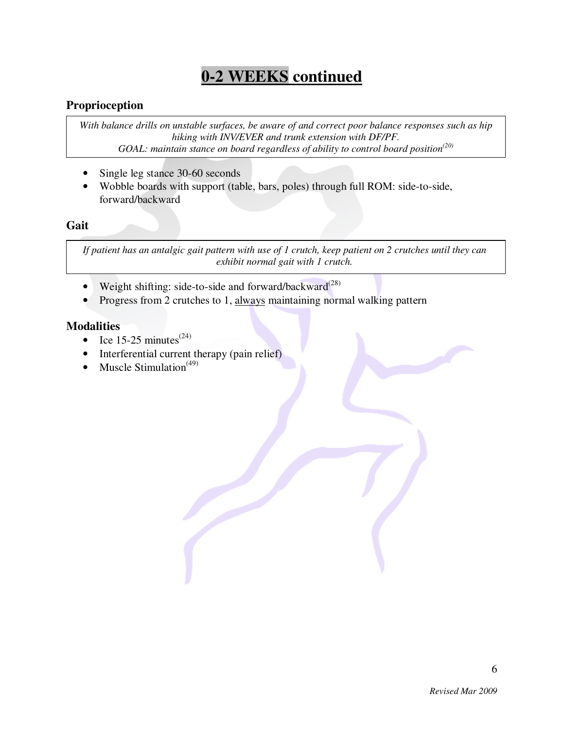# 0-2 WEEKS continued

## Proprioception

*With balance drills on unstable surfaces, be aware of and correct poor balance responses such as hip hiking with INV/EVER and trunk extension with DF/PF.*
*GOAL: maintain stance on board regardless of ability to control board position*[20]

- Single leg stance 30-60 seconds
- Wobble boards with support (table, bars, poles) through full ROM: side-to-side, forward/backward

## Gait

*If patient has an antalgic gait pattern with use of 1 crutch, keep patient on 2 crutches until they can exhibit normal gait with 1 crutch.*

- Weight shifting: side-to-side and forward/backward[28]
- Progress from 2 crutches to 1, <u>always</u> maintaining normal walking pattern

## Modalities

- Ice 15-25 minutes[24]
- Interferential current therapy (pain relief)
- Muscle Stimulation[49]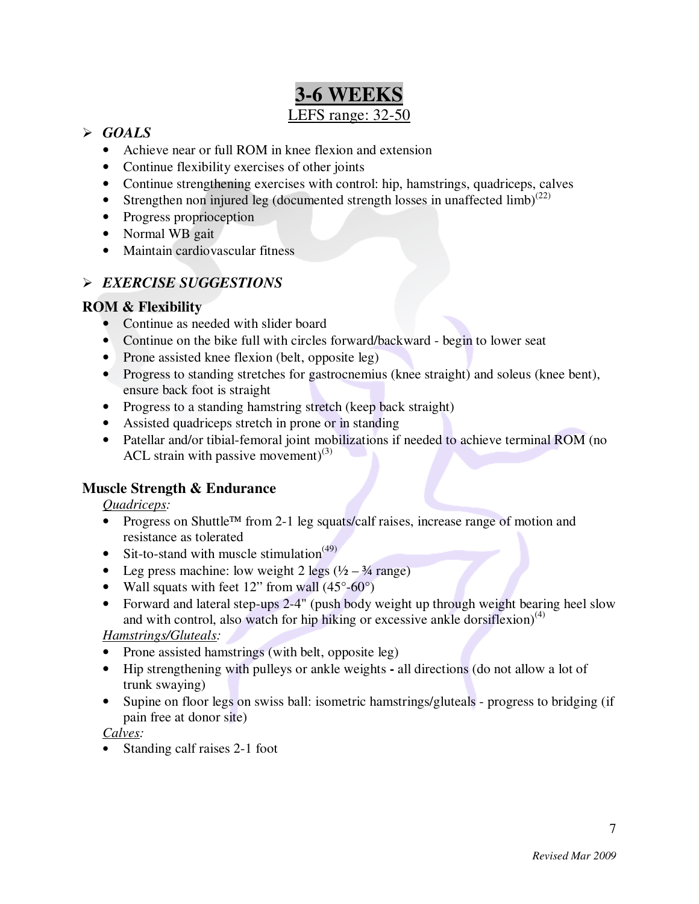# 3-6 WEEKS

LEFS range: 32-50

- ***GOALS***
  - Achieve near or full ROM in knee flexion and extension
  - Continue flexibility exercises of other joints
  - Continue strengthening exercises with control: hip, hamstrings, quadriceps, calves
  - Strengthen non injured leg (documented strength losses in unaffected limb)[22]
  - Progress proprioception
  - Normal WB gait
  - Maintain cardiovascular fitness

- ***EXERCISE SUGGESTIONS***

## ROM & Flexibility

- Continue as needed with slider board
- Continue on the bike full with circles forward/backward - begin to lower seat
- Prone assisted knee flexion (belt, opposite leg)
- Progress to standing stretches for gastrocnemius (knee straight) and soleus (knee bent), ensure back foot is straight
- Progress to a standing hamstring stretch (keep back straight)
- Assisted quadriceps stretch in prone or in standing
- Patellar and/or tibial-femoral joint mobilizations if needed to achieve terminal ROM (no ACL strain with passive movement)[3]

## Muscle Strength & Endurance

*Quadriceps:*

- Progress on Shuttle™ from 2-1 leg squats/calf raises, increase range of motion and resistance as tolerated
- Sit-to-stand with muscle stimulation[49]
- Leg press machine: low weight 2 legs (½ – ¾ range)
- Wall squats with feet 12" from wall (45°-60°)
- Forward and lateral step-ups 2-4" (push body weight up through weight bearing heel slow and with control, also watch for hip hiking or excessive ankle dorsiflexion)[4]

*Hamstrings/Gluteals:*

- Prone assisted hamstrings (with belt, opposite leg)
- Hip strengthening with pulleys or ankle weights **-** all directions (do not allow a lot of trunk swaying)
- Supine on floor legs on swiss ball: isometric hamstrings/gluteals - progress to bridging (if pain free at donor site)

*Calves:*

- Standing calf raises 2-1 foot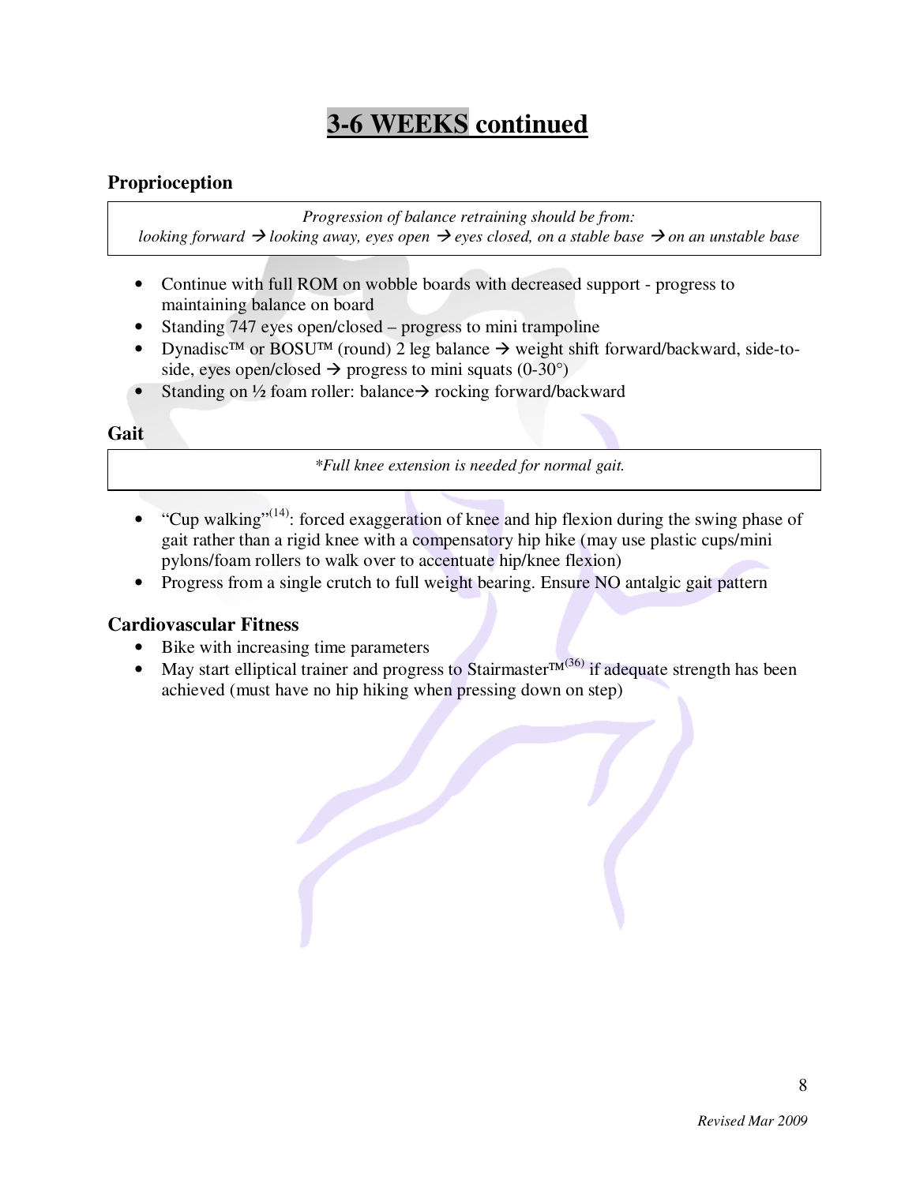# 3-6 WEEKS continued

## Proprioception

*Progression of balance retraining should be from:*
*looking forward → looking away, eyes open → eyes closed, on a stable base → on an unstable base*

- Continue with full ROM on wobble boards with decreased support - progress to maintaining balance on board
- Standing 747 eyes open/closed – progress to mini trampoline
- Dynadisc™ or BOSU™ (round) 2 leg balance → weight shift forward/backward, side-to-side, eyes open/closed → progress to mini squats (0-30°)
- Standing on ½ foam roller: balance→ rocking forward/backward

## Gait

*\*Full knee extension is needed for normal gait.*

- "Cup walking"[14]: forced exaggeration of knee and hip flexion during the swing phase of gait rather than a rigid knee with a compensatory hip hike (may use plastic cups/mini pylons/foam rollers to walk over to accentuate hip/knee flexion)
- Progress from a single crutch to full weight bearing. Ensure NO antalgic gait pattern

## Cardiovascular Fitness

- Bike with increasing time parameters
- May start elliptical trainer and progress to Stairmaster™[36] if adequate strength has been achieved (must have no hip hiking when pressing down on step)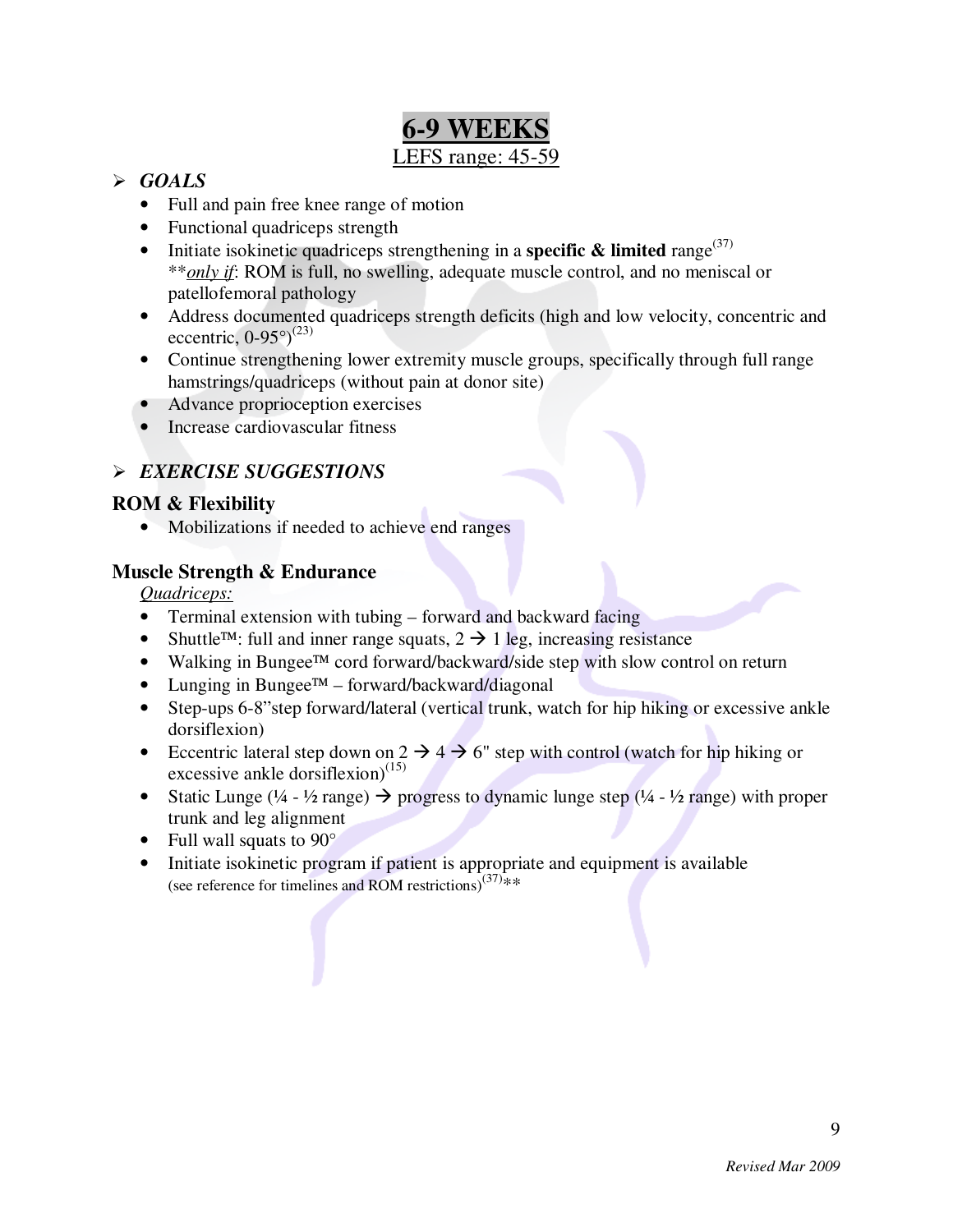# 6-9 WEEKS

LEFS range: 45-59

## ➢ *GOALS*

- Full and pain free knee range of motion
- Functional quadriceps strength
- Initiate isokinetic quadriceps strengthening in a **specific & limited** range[37]
  \*\**only if*: ROM is full, no swelling, adequate muscle control, and no meniscal or patellofemoral pathology
- Address documented quadriceps strength deficits (high and low velocity, concentric and eccentric, 0-95°)[23]
- Continue strengthening lower extremity muscle groups, specifically through full range hamstrings/quadriceps (without pain at donor site)
- Advance proprioception exercises
- Increase cardiovascular fitness

## ➢ *EXERCISE SUGGESTIONS*

### ROM & Flexibility

- Mobilizations if needed to achieve end ranges

### Muscle Strength & Endurance

*Quadriceps:*

- Terminal extension with tubing – forward and backward facing
- Shuttle™: full and inner range squats, 2 → 1 leg, increasing resistance
- Walking in Bungee™ cord forward/backward/side step with slow control on return
- Lunging in Bungee™ – forward/backward/diagonal
- Step-ups 6-8"step forward/lateral (vertical trunk, watch for hip hiking or excessive ankle dorsiflexion)
- Eccentric lateral step down on 2 → 4 → 6" step with control (watch for hip hiking or excessive ankle dorsiflexion)[15]
- Static Lunge (¼ - ½ range) → progress to dynamic lunge step (¼ - ½ range) with proper trunk and leg alignment
- Full wall squats to 90°
- Initiate isokinetic program if patient is appropriate and equipment is available (see reference for timelines and ROM restrictions)[37]\*\*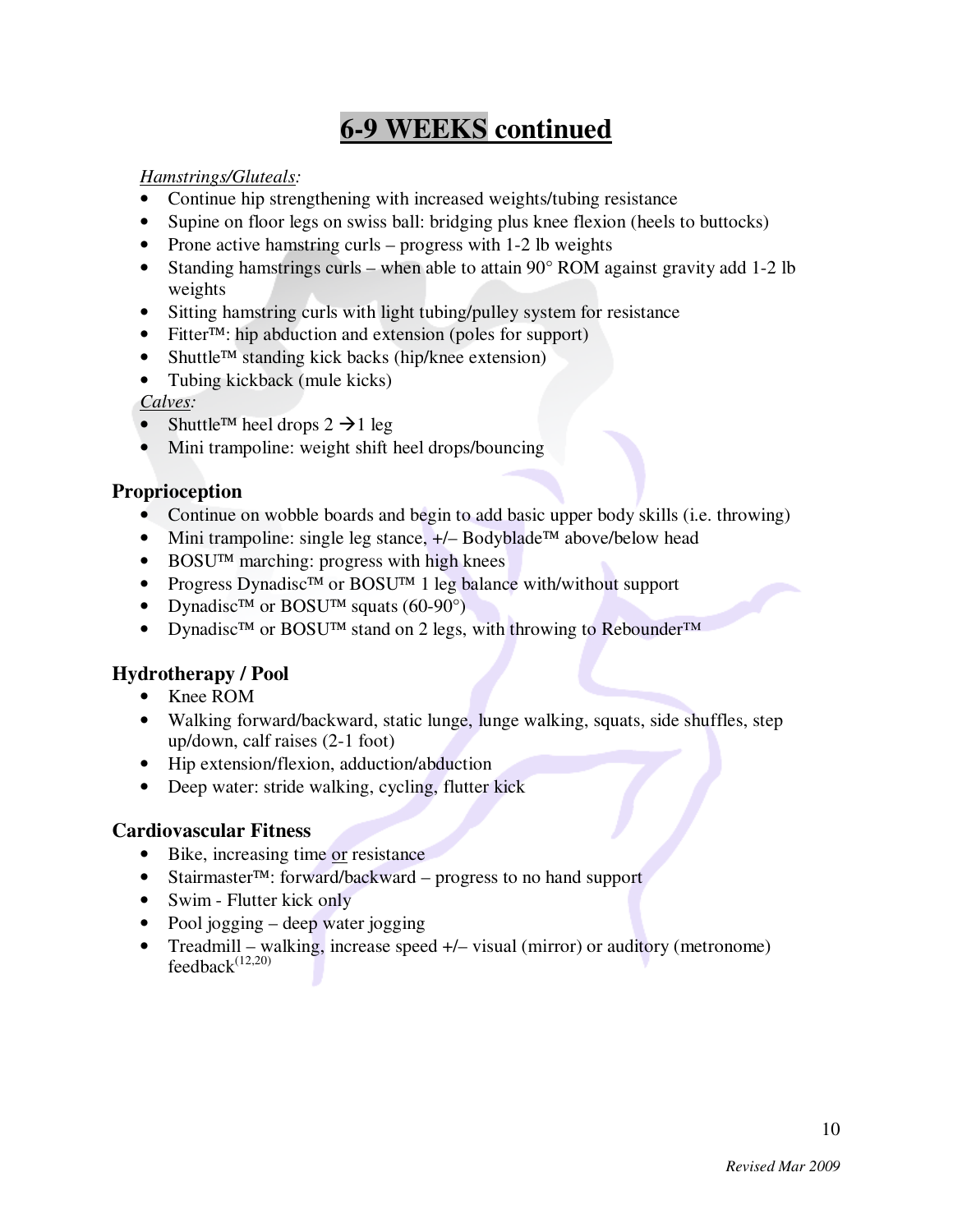# 6-9 WEEKS continued

*Hamstrings/Gluteals:*

- Continue hip strengthening with increased weights/tubing resistance
- Supine on floor legs on swiss ball: bridging plus knee flexion (heels to buttocks)
- Prone active hamstring curls – progress with 1-2 lb weights
- Standing hamstrings curls – when able to attain 90° ROM against gravity add 1-2 lb weights
- Sitting hamstring curls with light tubing/pulley system for resistance
- Fitter™: hip abduction and extension (poles for support)
- Shuttle™ standing kick backs (hip/knee extension)
- Tubing kickback (mule kicks)

*Calves:*

- Shuttle™ heel drops 2 → 1 leg
- Mini trampoline: weight shift heel drops/bouncing

## Proprioception

- Continue on wobble boards and begin to add basic upper body skills (i.e. throwing)
- Mini trampoline: single leg stance, +/– Bodyblade™ above/below head
- BOSU™ marching: progress with high knees
- Progress Dynadisc™ or BOSU™ 1 leg balance with/without support
- Dynadisc™ or BOSU™ squats (60-90°)
- Dynadisc™ or BOSU™ stand on 2 legs, with throwing to Rebounder™

## Hydrotherapy / Pool

- Knee ROM
- Walking forward/backward, static lunge, lunge walking, squats, side shuffles, step up/down, calf raises (2-1 foot)
- Hip extension/flexion, adduction/abduction
- Deep water: stride walking, cycling, flutter kick

## Cardiovascular Fitness

- Bike, increasing time or resistance
- Stairmaster™: forward/backward – progress to no hand support
- Swim - Flutter kick only
- Pool jogging – deep water jogging
- Treadmill – walking, increase speed +/– visual (mirror) or auditory (metronome) feedback[12,20]

*Revised Mar 2009*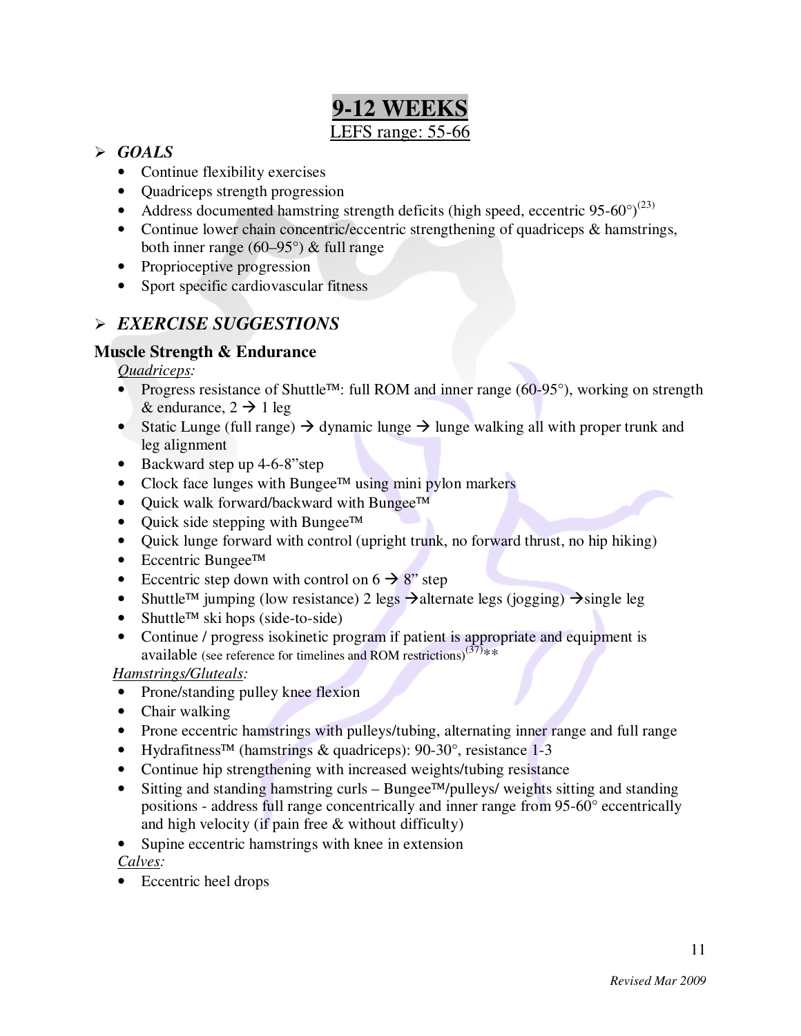# 9-12 WEEKS

LEFS range: 55-66

- ***GOALS***
  - Continue flexibility exercises
  - Quadriceps strength progression
  - Address documented hamstring strength deficits (high speed, eccentric 95-60°)[23]
  - Continue lower chain concentric/eccentric strengthening of quadriceps & hamstrings, both inner range (60–95°) & full range
  - Proprioceptive progression
  - Sport specific cardiovascular fitness

- ***EXERCISE SUGGESTIONS***

**Muscle Strength & Endurance**

*Quadriceps:*

- Progress resistance of Shuttle™: full ROM and inner range (60-95°), working on strength & endurance, 2 → 1 leg
- Static Lunge (full range) → dynamic lunge → lunge walking all with proper trunk and leg alignment
- Backward step up 4-6-8"step
- Clock face lunges with Bungee™ using mini pylon markers
- Quick walk forward/backward with Bungee™
- Quick side stepping with Bungee™
- Quick lunge forward with control (upright trunk, no forward thrust, no hip hiking)
- Eccentric Bungee™
- Eccentric step down with control on 6 → 8" step
- Shuttle™ jumping (low resistance) 2 legs →alternate legs (jogging) →single leg
- Shuttle™ ski hops (side-to-side)
- Continue / progress isokinetic program if patient is appropriate and equipment is available (see reference for timelines and ROM restrictions)[37]**

*Hamstrings/Gluteals:*

- Prone/standing pulley knee flexion
- Chair walking
- Prone eccentric hamstrings with pulleys/tubing, alternating inner range and full range
- Hydrafitness™ (hamstrings & quadriceps): 90-30°, resistance 1-3
- Continue hip strengthening with increased weights/tubing resistance
- Sitting and standing hamstring curls – Bungee™/pulleys/ weights sitting and standing positions - address full range concentrically and inner range from 95-60° eccentrically and high velocity (if pain free & without difficulty)
- Supine eccentric hamstrings with knee in extension

*Calves:*

- Eccentric heel drops

*Revised Mar 2009*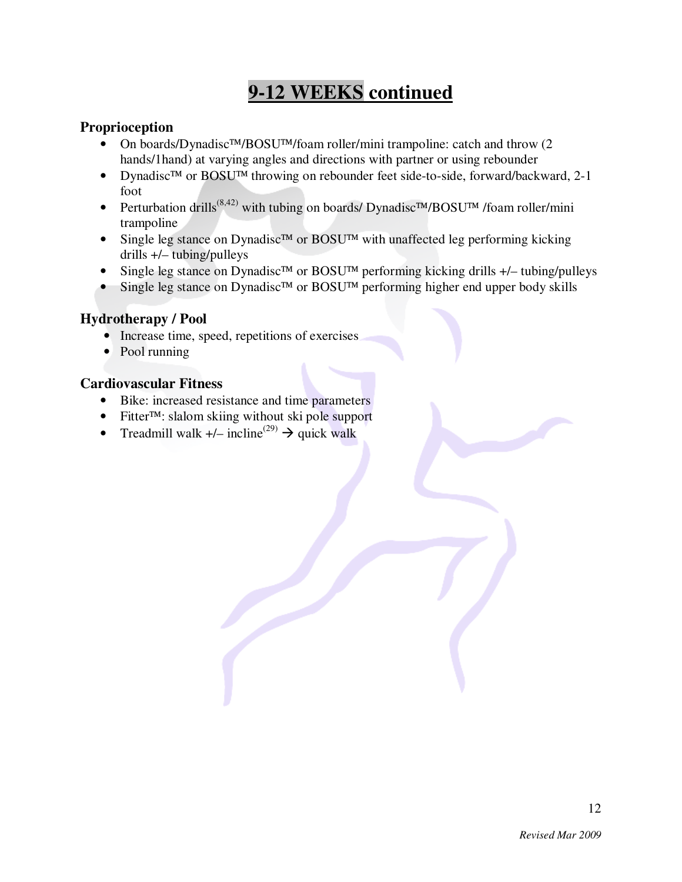# 9-12 WEEKS continued

### Proprioception

- On boards/Dynadisc™/BOSU™/foam roller/mini trampoline: catch and throw (2 hands/1hand) at varying angles and directions with partner or using rebounder
- Dynadisc™ or BOSU™ throwing on rebounder feet side-to-side, forward/backward, 2-1 foot
- Perturbation drills[8,42] with tubing on boards/ Dynadisc™/BOSU™ /foam roller/mini trampoline
- Single leg stance on Dynadisc™ or BOSU™ with unaffected leg performing kicking drills +/– tubing/pulleys
- Single leg stance on Dynadisc™ or BOSU™ performing kicking drills +/– tubing/pulleys
- Single leg stance on Dynadisc™ or BOSU™ performing higher end upper body skills

### Hydrotherapy / Pool

- Increase time, speed, repetitions of exercises
- Pool running

### Cardiovascular Fitness

- Bike: increased resistance and time parameters
- Fitter™: slalom skiing without ski pole support
- Treadmill walk +/– incline[29] → quick walk

*Revised Mar 2009*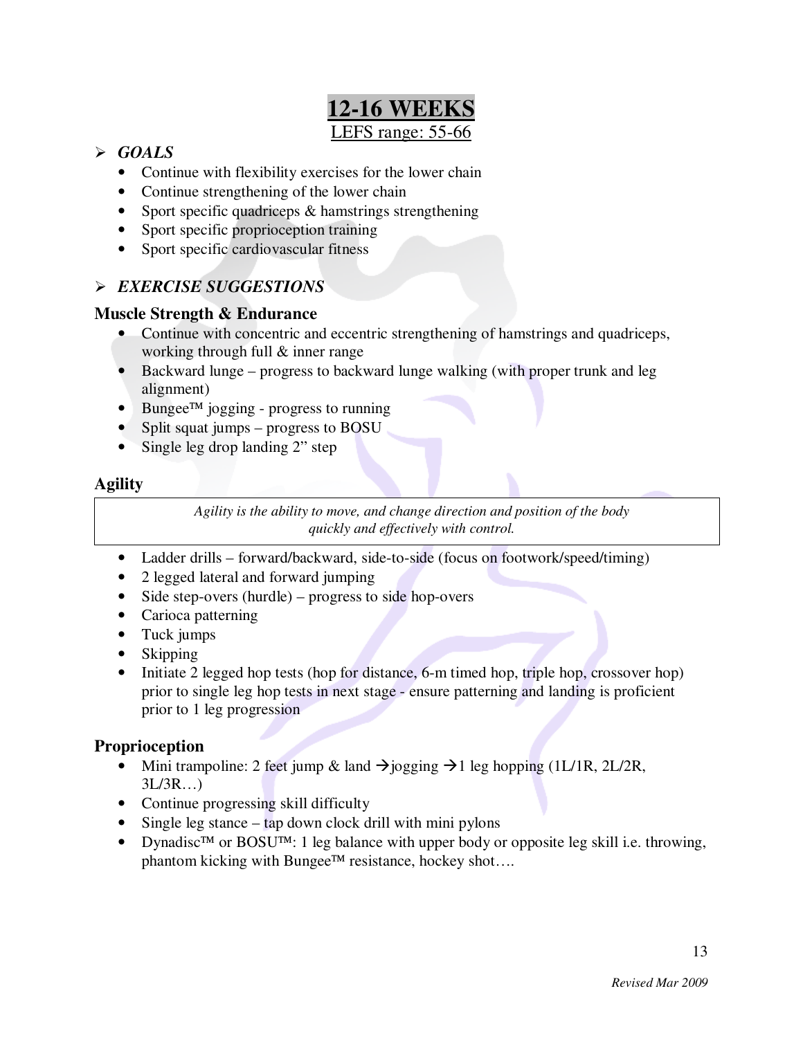# 12-16 WEEKS

LEFS range: 55-66

## *GOALS*

- Continue with flexibility exercises for the lower chain
- Continue strengthening of the lower chain
- Sport specific quadriceps & hamstrings strengthening
- Sport specific proprioception training
- Sport specific cardiovascular fitness

## *EXERCISE SUGGESTIONS*

### Muscle Strength & Endurance

- Continue with concentric and eccentric strengthening of hamstrings and quadriceps, working through full & inner range
- Backward lunge – progress to backward lunge walking (with proper trunk and leg alignment)
- Bungee™ jogging - progress to running
- Split squat jumps – progress to BOSU
- Single leg drop landing 2" step

### Agility

| *Agility is the ability to move, and change direction and position of the body quickly and effectively with control.* |
|---|

- Ladder drills – forward/backward, side-to-side (focus on footwork/speed/timing)
- 2 legged lateral and forward jumping
- Side step-overs (hurdle) – progress to side hop-overs
- Carioca patterning
- Tuck jumps
- Skipping
- Initiate 2 legged hop tests (hop for distance, 6-m timed hop, triple hop, crossover hop) prior to single leg hop tests in next stage - ensure patterning and landing is proficient prior to 1 leg progression

### Proprioception

- Mini trampoline: 2 feet jump & land → jogging → 1 leg hopping (1L/1R, 2L/2R, 3L/3R…)
- Continue progressing skill difficulty
- Single leg stance – tap down clock drill with mini pylons
- Dynadisc™ or BOSU™: 1 leg balance with upper body or opposite leg skill i.e. throwing, phantom kicking with Bungee™ resistance, hockey shot….

*Revised Mar 2009*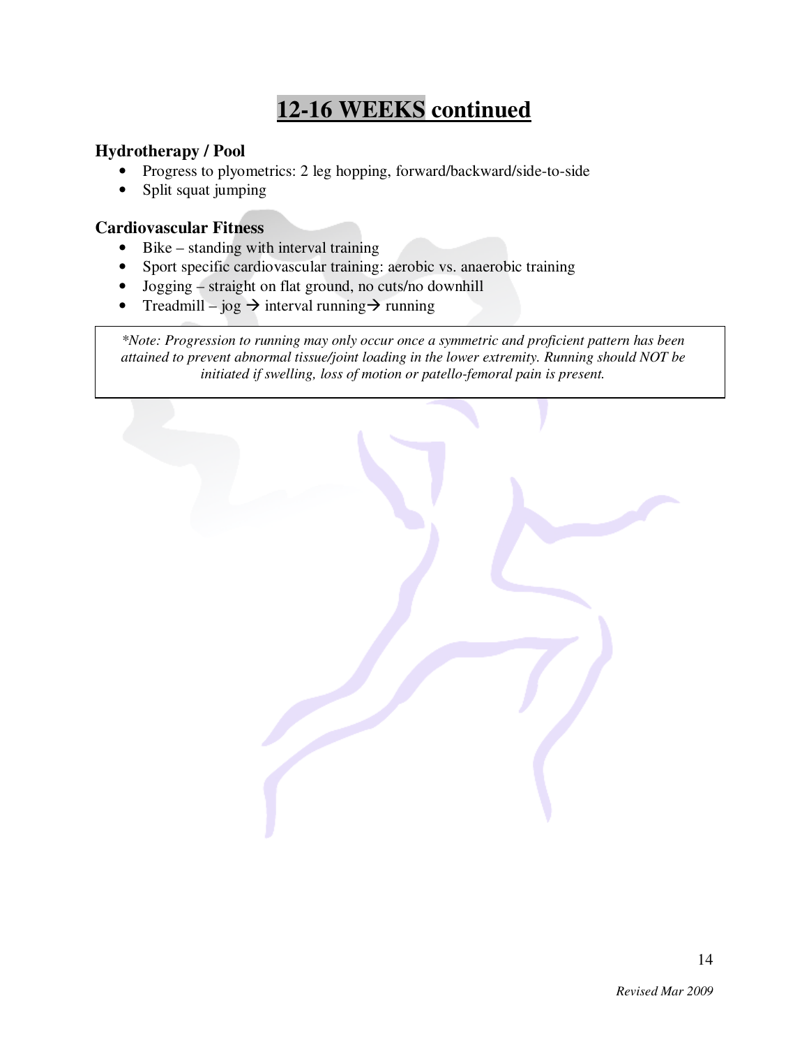# 12-16 WEEKS continued

### Hydrotherapy / Pool

- Progress to plyometrics: 2 leg hopping, forward/backward/side-to-side
- Split squat jumping

### Cardiovascular Fitness

- Bike – standing with interval training
- Sport specific cardiovascular training: aerobic vs. anaerobic training
- Jogging – straight on flat ground, no cuts/no downhill
- Treadmill – jog → interval running→ running

*\*Note: Progression to running may only occur once a symmetric and proficient pattern has been attained to prevent abnormal tissue/joint loading in the lower extremity. Running should NOT be initiated if swelling, loss of motion or patello-femoral pain is present.*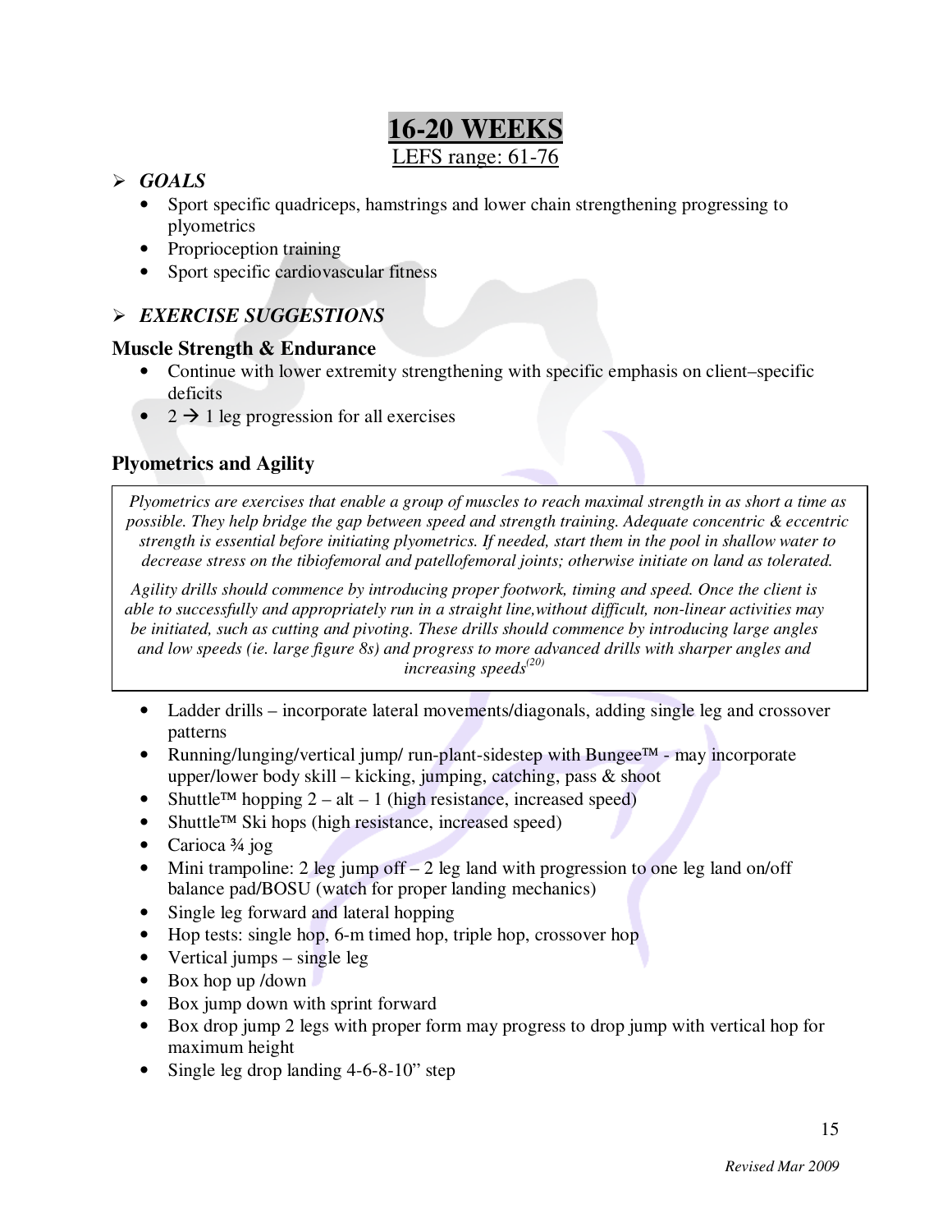# 16-20 WEEKS

LEFS range: 61-76

## GOALS

- Sport specific quadriceps, hamstrings and lower chain strengthening progressing to plyometrics
- Proprioception training
- Sport specific cardiovascular fitness

## EXERCISE SUGGESTIONS

### Muscle Strength & Endurance

- Continue with lower extremity strengthening with specific emphasis on client–specific deficits
- 2 → 1 leg progression for all exercises

### Plyometrics and Agility

*Plyometrics are exercises that enable a group of muscles to reach maximal strength in as short a time as possible. They help bridge the gap between speed and strength training. Adequate concentric & eccentric strength is essential before initiating plyometrics. If needed, start them in the pool in shallow water to decrease stress on the tibiofemoral and patellofemoral joints; otherwise initiate on land as tolerated.*

*Agility drills should commence by introducing proper footwork, timing and speed. Once the client is able to successfully and appropriately run in a straight line,without difficult, non-linear activities may be initiated, such as cutting and pivoting. These drills should commence by introducing large angles and low speeds (ie. large figure 8s) and progress to more advanced drills with sharper angles and increasing speeds*[20]

- Ladder drills – incorporate lateral movements/diagonals, adding single leg and crossover patterns
- Running/lunging/vertical jump/ run-plant-sidestep with Bungee™ - may incorporate upper/lower body skill – kicking, jumping, catching, pass & shoot
- Shuttle™ hopping 2 – alt – 1 (high resistance, increased speed)
- Shuttle™ Ski hops (high resistance, increased speed)
- Carioca ¾ jog
- Mini trampoline: 2 leg jump off – 2 leg land with progression to one leg land on/off balance pad/BOSU (watch for proper landing mechanics)
- Single leg forward and lateral hopping
- Hop tests: single hop, 6-m timed hop, triple hop, crossover hop
- Vertical jumps – single leg
- Box hop up /down
- Box jump down with sprint forward
- Box drop jump 2 legs with proper form may progress to drop jump with vertical hop for maximum height
- Single leg drop landing 4-6-8-10" step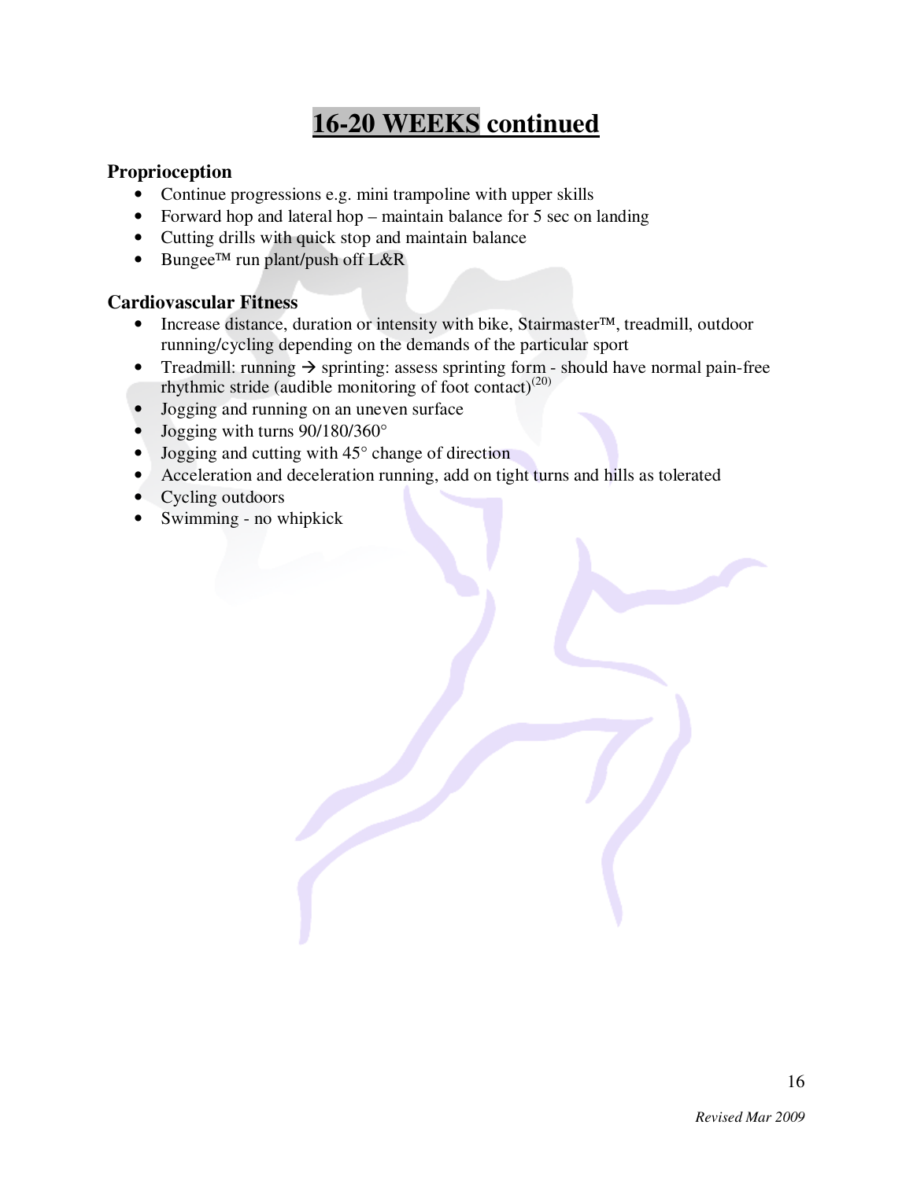# 16-20 WEEKS continued

### Proprioception

- Continue progressions e.g. mini trampoline with upper skills
- Forward hop and lateral hop – maintain balance for 5 sec on landing
- Cutting drills with quick stop and maintain balance
- Bungee™ run plant/push off L&R

### Cardiovascular Fitness

- Increase distance, duration or intensity with bike, Stairmaster™, treadmill, outdoor running/cycling depending on the demands of the particular sport
- Treadmill: running → sprinting: assess sprinting form - should have normal pain-free rhythmic stride (audible monitoring of foot contact)[20]
- Jogging and running on an uneven surface
- Jogging with turns 90/180/360°
- Jogging and cutting with 45° change of direction
- Acceleration and deceleration running, add on tight turns and hills as tolerated
- Cycling outdoors
- Swimming - no whipkick

*Revised Mar 2009*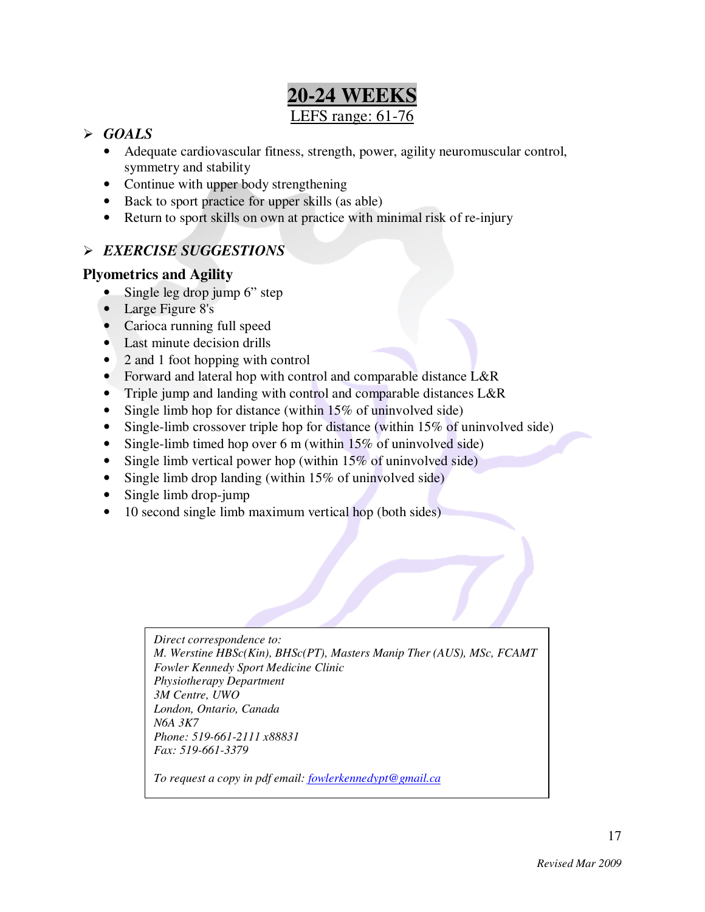# 20-24 WEEKS

LEFS range: 61-76

## *GOALS*

- Adequate cardiovascular fitness, strength, power, agility neuromuscular control, symmetry and stability
- Continue with upper body strengthening
- Back to sport practice for upper skills (as able)
- Return to sport skills on own at practice with minimal risk of re-injury

## *EXERCISE SUGGESTIONS*

### Plyometrics and Agility

- Single leg drop jump 6" step
- Large Figure 8's
- Carioca running full speed
- Last minute decision drills
- 2 and 1 foot hopping with control
- Forward and lateral hop with control and comparable distance L&R
- Triple jump and landing with control and comparable distances L&R
- Single limb hop for distance (within 15% of uninvolved side)
- Single-limb crossover triple hop for distance (within 15% of uninvolved side)
- Single-limb timed hop over 6 m (within 15% of uninvolved side)
- Single limb vertical power hop (within 15% of uninvolved side)
- Single limb drop landing (within 15% of uninvolved side)
- Single limb drop-jump
- 10 second single limb maximum vertical hop (both sides)

*Direct correspondence to:*
*M. Werstine HBSc(Kin), BHSc(PT), Masters Manip Ther (AUS), MSc, FCAMT*
*Fowler Kennedy Sport Medicine Clinic*
*Physiotherapy Department*
*3M Centre, UWO*
*London, Ontario, Canada*
*N6A 3K7*
*Phone: 519-661-2111 x88831*
*Fax: 519-661-3379*

*To request a copy in pdf email: fowlerkennedypt@gmail.ca*

*Revised Mar 2009*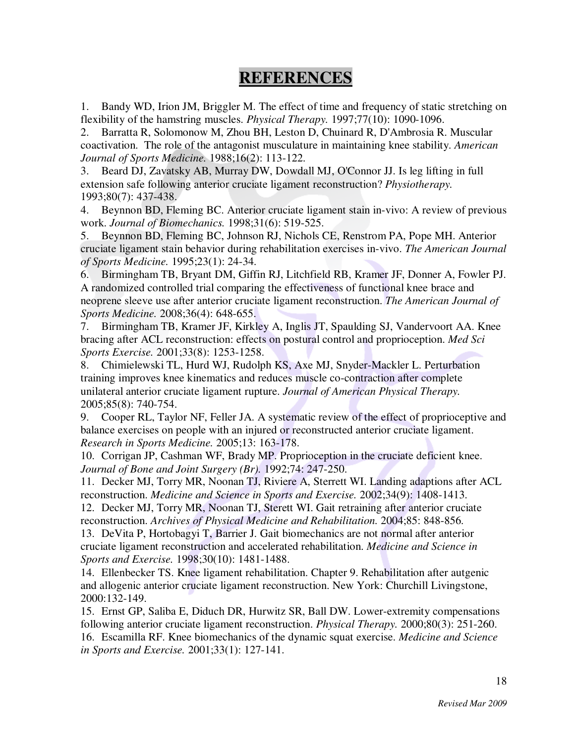# REFERENCES

1. Bandy WD, Irion JM, Briggler M. The effect of time and frequency of static stretching on flexibility of the hamstring muscles. *Physical Therapy.* 1997;77(10): 1090-1096.
2. Barratta R, Solomonow M, Zhou BH, Leston D, Chuinard R, D'Ambrosia R. Muscular coactivation. The role of the antagonist musculature in maintaining knee stability. *American Journal of Sports Medicine.* 1988;16(2): 113-122.
3. Beard DJ, Zavatsky AB, Murray DW, Dowdall MJ, O'Connor JJ. Is leg lifting in full extension safe following anterior cruciate ligament reconstruction? *Physiotherapy.* 1993;80(7): 437-438.
4. Beynnon BD, Fleming BC. Anterior cruciate ligament stain in-vivo: A review of previous work. *Journal of Biomechanics.* 1998;31(6): 519-525.
5. Beynnon BD, Fleming BC, Johnson RJ, Nichols CE, Renstrom PA, Pope MH. Anterior cruciate ligament stain behavior during rehabilitation exercises in-vivo. *The American Journal of Sports Medicine.* 1995;23(1): 24-34.
6. Birmingham TB, Bryant DM, Giffin RJ, Litchfield RB, Kramer JF, Donner A, Fowler PJ. A randomized controlled trial comparing the effectiveness of functional knee brace and neoprene sleeve use after anterior cruciate ligament reconstruction. *The American Journal of Sports Medicine.* 2008;36(4): 648-655.
7. Birmingham TB, Kramer JF, Kirkley A, Inglis JT, Spaulding SJ, Vandervoort AA. Knee bracing after ACL reconstruction: effects on postural control and proprioception. *Med Sci Sports Exercise.* 2001;33(8): 1253-1258.
8. Chimielewski TL, Hurd WJ, Rudolph KS, Axe MJ, Snyder-Mackler L. Perturbation training improves knee kinematics and reduces muscle co-contraction after complete unilateral anterior cruciate ligament rupture. *Journal of American Physical Therapy.* 2005;85(8): 740-754.
9. Cooper RL, Taylor NF, Feller JA. A systematic review of the effect of proprioceptive and balance exercises on people with an injured or reconstructed anterior cruciate ligament. *Research in Sports Medicine.* 2005;13: 163-178.
10. Corrigan JP, Cashman WF, Brady MP. Proprioception in the cruciate deficient knee. *Journal of Bone and Joint Surgery (Br).* 1992;74: 247-250.
11. Decker MJ, Torry MR, Noonan TJ, Riviere A, Sterrett WI. Landing adaptions after ACL reconstruction. *Medicine and Science in Sports and Exercise.* 2002;34(9): 1408-1413.
12. Decker MJ, Torry MR, Noonan TJ, Sterett WI. Gait retraining after anterior cruciate reconstruction. *Archives of Physical Medicine and Rehabilitation.* 2004;85: 848-856.
13. DeVita P, Hortobagyi T, Barrier J. Gait biomechanics are not normal after anterior cruciate ligament reconstruction and accelerated rehabilitation. *Medicine and Science in Sports and Exercise.* 1998;30(10): 1481-1488.
14. Ellenbecker TS. Knee ligament rehabilitation. Chapter 9. Rehabilitation after autgenic and allogenic anterior cruciate ligament reconstruction. New York: Churchill Livingstone, 2000:132-149.
15. Ernst GP, Saliba E, Diduch DR, Hurwitz SR, Ball DW. Lower-extremity compensations following anterior cruciate ligament reconstruction. *Physical Therapy.* 2000;80(3): 251-260.
16. Escamilla RF. Knee biomechanics of the dynamic squat exercise. *Medicine and Science in Sports and Exercise.* 2001;33(1): 127-141.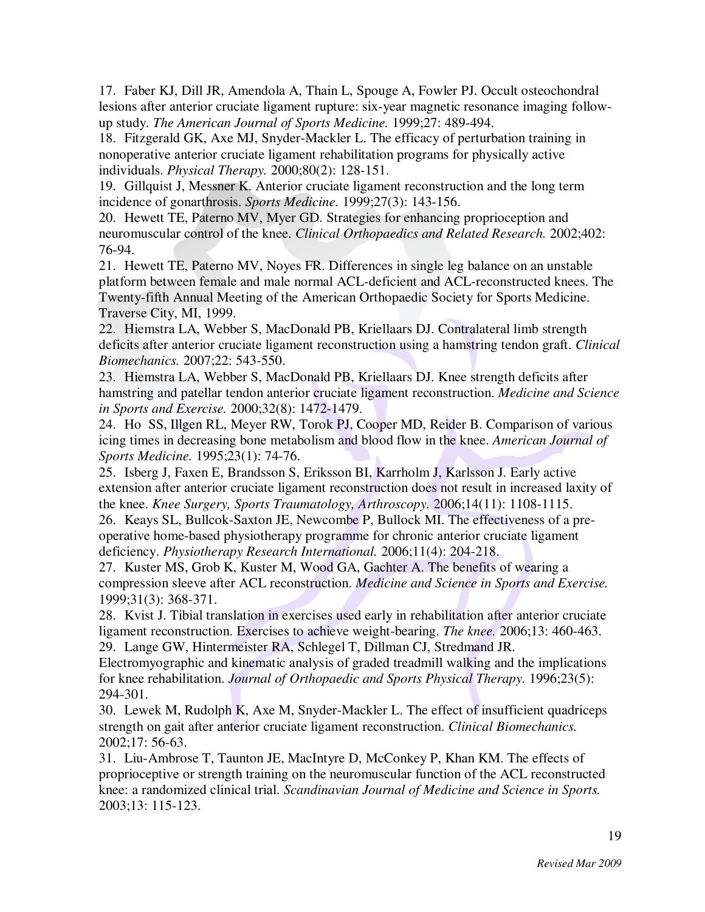17. Faber KJ, Dill JR, Amendola A, Thain L, Spouge A, Fowler PJ. Occult osteochondral lesions after anterior cruciate ligament rupture: six-year magnetic resonance imaging follow-up study. *The American Journal of Sports Medicine.* 1999;27: 489-494.
18. Fitzgerald GK, Axe MJ, Snyder-Mackler L. The efficacy of perturbation training in nonoperative anterior cruciate ligament rehabilitation programs for physically active individuals. *Physical Therapy.* 2000;80(2): 128-151.
19. Gillquist J, Messner K. Anterior cruciate ligament reconstruction and the long term incidence of gonarthrosis. *Sports Medicine.* 1999;27(3): 143-156.
20. Hewett TE, Paterno MV, Myer GD. Strategies for enhancing proprioception and neuromuscular control of the knee. *Clinical Orthopaedics and Related Research.* 2002;402: 76-94.
21. Hewett TE, Paterno MV, Noyes FR. Differences in single leg balance on an unstable platform between female and male normal ACL-deficient and ACL-reconstructed knees. The Twenty-fifth Annual Meeting of the American Orthopaedic Society for Sports Medicine. Traverse City, MI, 1999.
22. Hiemstra LA, Webber S, MacDonald PB, Kriellaars DJ. Contralateral limb strength deficits after anterior cruciate ligament reconstruction using a hamstring tendon graft. *Clinical Biomechanics.* 2007;22: 543-550.
23. Hiemstra LA, Webber S, MacDonald PB, Kriellaars DJ. Knee strength deficits after hamstring and patellar tendon anterior cruciate ligament reconstruction. *Medicine and Science in Sports and Exercise.* 2000;32(8): 1472-1479.
24. Ho SS, Illgen RL, Meyer RW, Torok PJ, Cooper MD, Reider B. Comparison of various icing times in decreasing bone metabolism and blood flow in the knee. *American Journal of Sports Medicine.* 1995;23(1): 74-76.
25. Isberg J, Faxen E, Brandsson S, Eriksson BI, Karrholm J, Karlsson J. Early active extension after anterior cruciate ligament reconstruction does not result in increased laxity of the knee. *Knee Surgery, Sports Traumatology, Arthroscopy.* 2006;14(11): 1108-1115.
26. Keays SL, Bullcok-Saxton JE, Newcombe P, Bullock MI. The effectiveness of a pre-operative home-based physiotherapy programme for chronic anterior cruciate ligament deficiency. *Physiotherapy Research International.* 2006;11(4): 204-218.
27. Kuster MS, Grob K, Kuster M, Wood GA, Gachter A. The benefits of wearing a compression sleeve after ACL reconstruction. *Medicine and Science in Sports and Exercise.* 1999;31(3): 368-371.
28. Kvist J. Tibial translation in exercises used early in rehabilitation after anterior cruciate ligament reconstruction. Exercises to achieve weight-bearing. *The knee.* 2006;13: 460-463.
29. Lange GW, Hintermeister RA, Schlegel T, Dillman CJ, Stredmand JR. Electromyographic and kinematic analysis of graded treadmill walking and the implications for knee rehabilitation. *Journal of Orthopaedic and Sports Physical Therapy.* 1996;23(5): 294-301.
30. Lewek M, Rudolph K, Axe M, Snyder-Mackler L. The effect of insufficient quadriceps strength on gait after anterior cruciate ligament reconstruction. *Clinical Biomechanics.* 2002;17: 56-63.
31. Liu-Ambrose T, Taunton JE, MacIntyre D, McConkey P, Khan KM. The effects of proprioceptive or strength training on the neuromuscular function of the ACL reconstructed knee: a randomized clinical trial. *Scandinavian Journal of Medicine and Science in Sports.* 2003;13: 115-123.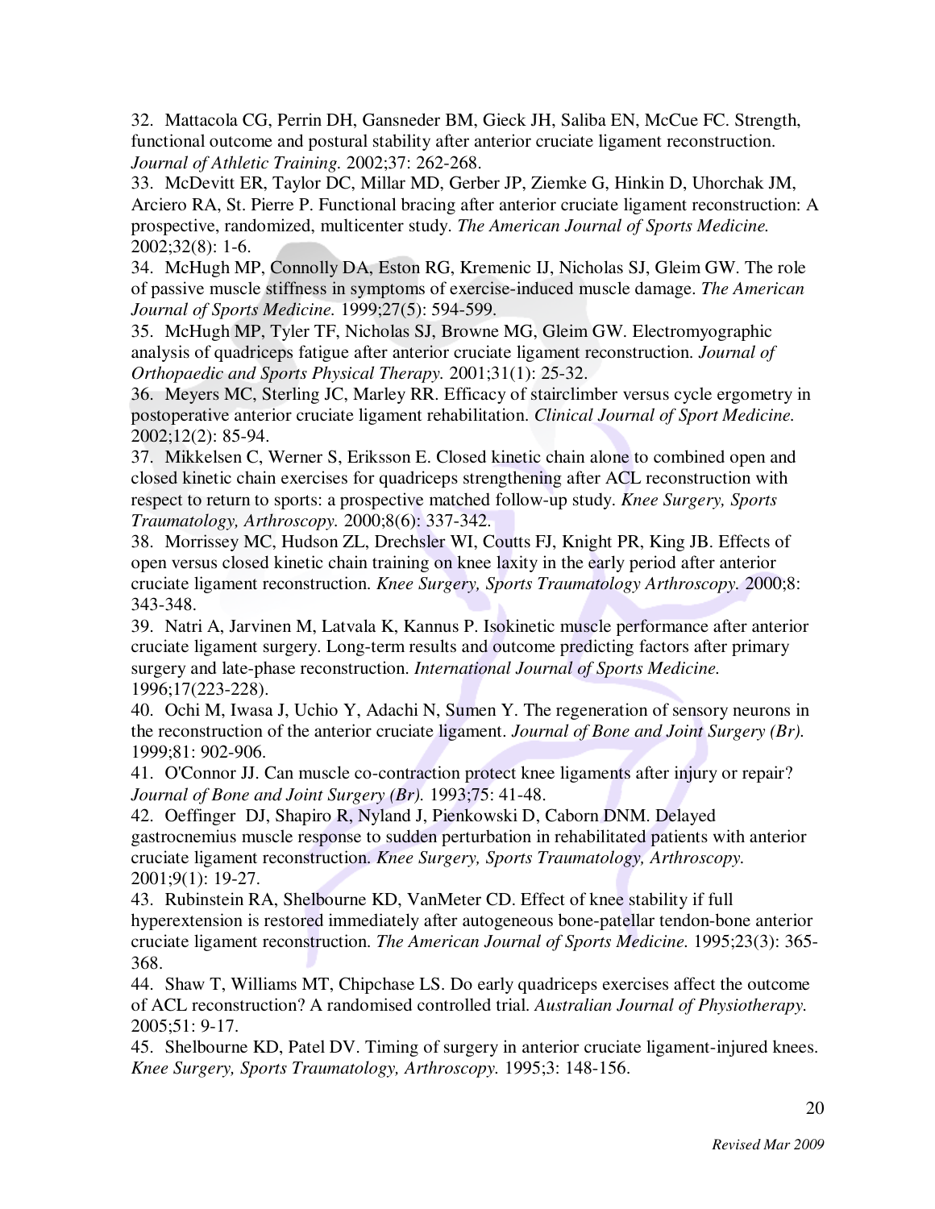32. Mattacola CG, Perrin DH, Gansneder BM, Gieck JH, Saliba EN, McCue FC. Strength, functional outcome and postural stability after anterior cruciate ligament reconstruction. *Journal of Athletic Training.* 2002;37: 262-268.

33. McDevitt ER, Taylor DC, Millar MD, Gerber JP, Ziemke G, Hinkin D, Uhorchak JM, Arciero RA, St. Pierre P. Functional bracing after anterior cruciate ligament reconstruction: A prospective, randomized, multicenter study. *The American Journal of Sports Medicine.* 2002;32(8): 1-6.

34. McHugh MP, Connolly DA, Eston RG, Kremenic IJ, Nicholas SJ, Gleim GW. The role of passive muscle stiffness in symptoms of exercise-induced muscle damage. *The American Journal of Sports Medicine.* 1999;27(5): 594-599.

35. McHugh MP, Tyler TF, Nicholas SJ, Browne MG, Gleim GW. Electromyographic analysis of quadriceps fatigue after anterior cruciate ligament reconstruction. *Journal of Orthopaedic and Sports Physical Therapy.* 2001;31(1): 25-32.

36. Meyers MC, Sterling JC, Marley RR. Efficacy of stairclimber versus cycle ergometry in postoperative anterior cruciate ligament rehabilitation. *Clinical Journal of Sport Medicine.* 2002;12(2): 85-94.

37. Mikkelsen C, Werner S, Eriksson E. Closed kinetic chain alone to combined open and closed kinetic chain exercises for quadriceps strengthening after ACL reconstruction with respect to return to sports: a prospective matched follow-up study. *Knee Surgery, Sports Traumatology, Arthroscopy.* 2000;8(6): 337-342.

38. Morrissey MC, Hudson ZL, Drechsler WI, Coutts FJ, Knight PR, King JB. Effects of open versus closed kinetic chain training on knee laxity in the early period after anterior cruciate ligament reconstruction. *Knee Surgery, Sports Traumatology Arthroscopy.* 2000;8: 343-348.

39. Natri A, Jarvinen M, Latvala K, Kannus P. Isokinetic muscle performance after anterior cruciate ligament surgery. Long-term results and outcome predicting factors after primary surgery and late-phase reconstruction. *International Journal of Sports Medicine.* 1996;17(223-228).

40. Ochi M, Iwasa J, Uchio Y, Adachi N, Sumen Y. The regeneration of sensory neurons in the reconstruction of the anterior cruciate ligament. *Journal of Bone and Joint Surgery (Br).* 1999;81: 902-906.

41. O'Connor JJ. Can muscle co-contraction protect knee ligaments after injury or repair? *Journal of Bone and Joint Surgery (Br).* 1993;75: 41-48.

42. Oeffinger DJ, Shapiro R, Nyland J, Pienkowski D, Caborn DNM. Delayed gastrocnemius muscle response to sudden perturbation in rehabilitated patients with anterior cruciate ligament reconstruction. *Knee Surgery, Sports Traumatology, Arthroscopy.* 2001;9(1): 19-27.

43. Rubinstein RA, Shelbourne KD, VanMeter CD. Effect of knee stability if full hyperextension is restored immediately after autogeneous bone-patellar tendon-bone anterior cruciate ligament reconstruction. *The American Journal of Sports Medicine.* 1995;23(3): 365-368.

44. Shaw T, Williams MT, Chipchase LS. Do early quadriceps exercises affect the outcome of ACL reconstruction? A randomised controlled trial. *Australian Journal of Physiotherapy.* 2005;51: 9-17.

45. Shelbourne KD, Patel DV. Timing of surgery in anterior cruciate ligament-injured knees. *Knee Surgery, Sports Traumatology, Arthroscopy.* 1995;3: 148-156.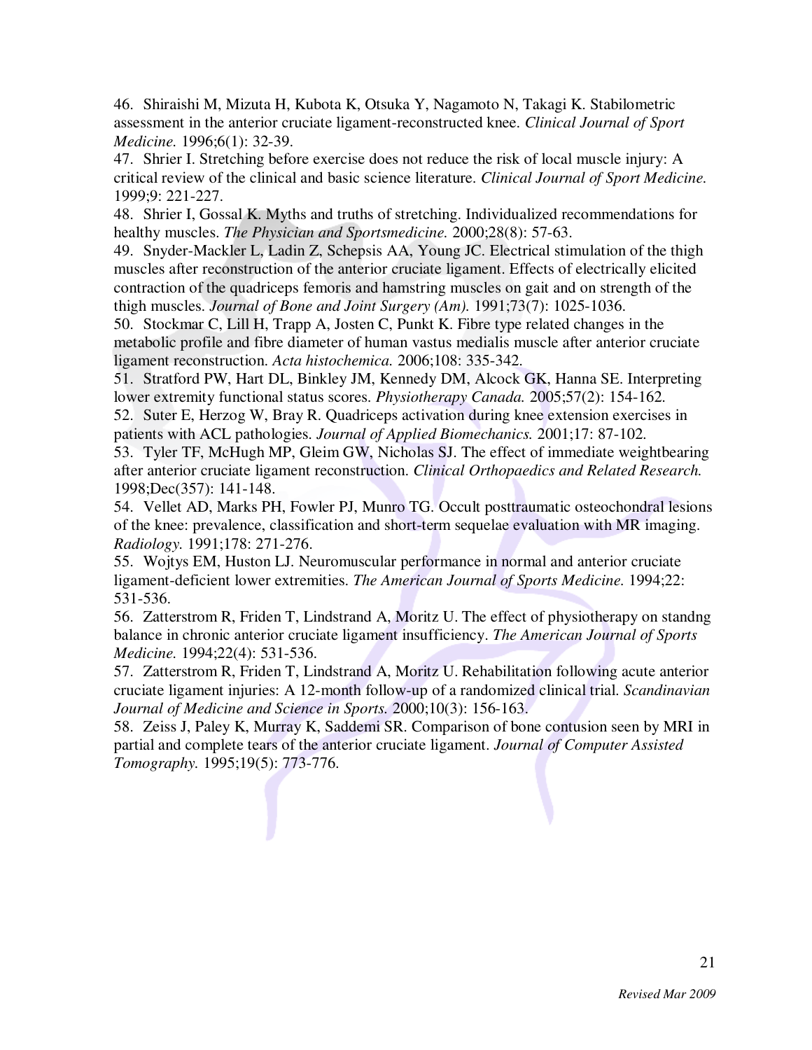46. Shiraishi M, Mizuta H, Kubota K, Otsuka Y, Nagamoto N, Takagi K. Stabilometric assessment in the anterior cruciate ligament-reconstructed knee. *Clinical Journal of Sport Medicine.* 1996;6(1): 32-39.

47. Shrier I. Stretching before exercise does not reduce the risk of local muscle injury: A critical review of the clinical and basic science literature. *Clinical Journal of Sport Medicine.* 1999;9: 221-227.

48. Shrier I, Gossal K. Myths and truths of stretching. Individualized recommendations for healthy muscles. *The Physician and Sportsmedicine.* 2000;28(8): 57-63.

49. Snyder-Mackler L, Ladin Z, Schepsis AA, Young JC. Electrical stimulation of the thigh muscles after reconstruction of the anterior cruciate ligament. Effects of electrically elicited contraction of the quadriceps femoris and hamstring muscles on gait and on strength of the thigh muscles. *Journal of Bone and Joint Surgery (Am).* 1991;73(7): 1025-1036.

50. Stockmar C, Lill H, Trapp A, Josten C, Punkt K. Fibre type related changes in the metabolic profile and fibre diameter of human vastus medialis muscle after anterior cruciate ligament reconstruction. *Acta histochemica.* 2006;108: 335-342.

51. Stratford PW, Hart DL, Binkley JM, Kennedy DM, Alcock GK, Hanna SE. Interpreting lower extremity functional status scores. *Physiotherapy Canada.* 2005;57(2): 154-162.

52. Suter E, Herzog W, Bray R. Quadriceps activation during knee extension exercises in patients with ACL pathologies. *Journal of Applied Biomechanics.* 2001;17: 87-102.

53. Tyler TF, McHugh MP, Gleim GW, Nicholas SJ. The effect of immediate weightbearing after anterior cruciate ligament reconstruction. *Clinical Orthopaedics and Related Research.* 1998;Dec(357): 141-148.

54. Vellet AD, Marks PH, Fowler PJ, Munro TG. Occult posttraumatic osteochondral lesions of the knee: prevalence, classification and short-term sequelae evaluation with MR imaging. *Radiology.* 1991;178: 271-276.

55. Wojtys EM, Huston LJ. Neuromuscular performance in normal and anterior cruciate ligament-deficient lower extremities. *The American Journal of Sports Medicine.* 1994;22: 531-536.

56. Zatterstrom R, Friden T, Lindstrand A, Moritz U. The effect of physiotherapy on standng balance in chronic anterior cruciate ligament insufficiency. *The American Journal of Sports Medicine.* 1994;22(4): 531-536.

57. Zatterstrom R, Friden T, Lindstrand A, Moritz U. Rehabilitation following acute anterior cruciate ligament injuries: A 12-month follow-up of a randomized clinical trial. *Scandinavian Journal of Medicine and Science in Sports.* 2000;10(3): 156-163.

58. Zeiss J, Paley K, Murray K, Saddemi SR. Comparison of bone contusion seen by MRI in partial and complete tears of the anterior cruciate ligament. *Journal of Computer Assisted Tomography.* 1995;19(5): 773-776.